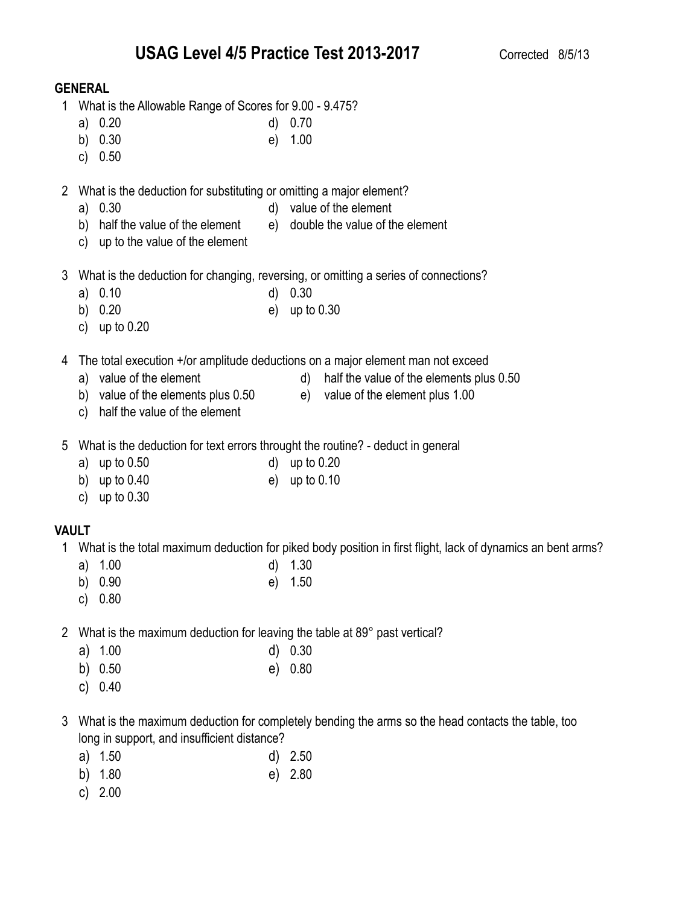# USAG Level 4/5 Practice Test 2013-2017

Corrected 8/5/13

## GENERAL

1. What is the Allowable Range of Scores for 9.00 - 9.475?
   - a) 0.20
   - b) 0.30
   - c) 0.50
   - d) 0.70
   - e) 1.00

2. What is the deduction for substituting or omitting a major element?
   - a) 0.30
   - b) half the value of the element
   - c) up to the value of the element
   - d) value of the element
   - e) double the value of the element

3. What is the deduction for changing, reversing, or omitting a series of connections?
   - a) 0.10
   - b) 0.20
   - c) up to 0.20
   - d) 0.30
   - e) up to 0.30

4. The total execution +/or amplitude deductions on a major element man not exceed
   - a) value of the element
   - b) value of the elements plus 0.50
   - c) half the value of the element
   - d) half the value of the elements plus 0.50
   - e) value of the element plus 1.00

5. What is the deduction for text errors throught the routine? - deduct in general
   - a) up to 0.50
   - b) up to 0.40
   - c) up to 0.30
   - d) up to 0.20
   - e) up to 0.10

## VAULT

1. What is the total maximum deduction for piked body position in first flight, lack of dynamics an bent arms?
   - a) 1.00
   - b) 0.90
   - c) 0.80
   - d) 1.30
   - e) 1.50

2. What is the maximum deduction for leaving the table at 89° past vertical?
   - a) 1.00
   - b) 0.50
   - c) 0.40
   - d) 0.30
   - e) 0.80

3. What is the maximum deduction for completely bending the arms so the head contacts the table, too long in support, and insufficient distance?
   - a) 1.50
   - b) 1.80
   - c) 2.00
   - d) 2.50
   - e) 2.80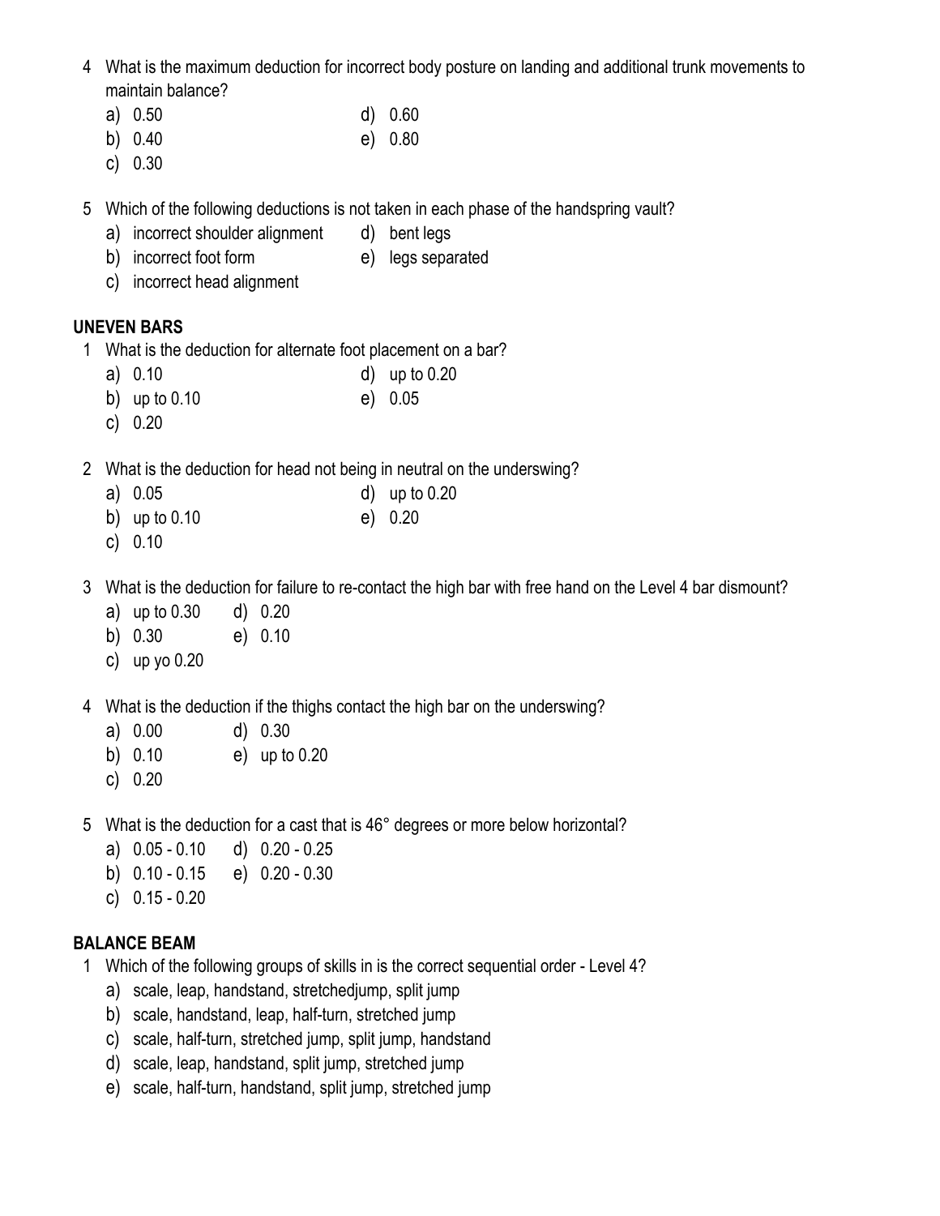4. What is the maximum deduction for incorrect body posture on landing and additional trunk movements to maintain balance?
   a) 0.50
   b) 0.40
   c) 0.30
   d) 0.60
   e) 0.80

5. Which of the following deductions is not taken in each phase of the handspring vault?
   a) incorrect shoulder alignment
   b) incorrect foot form
   c) incorrect head alignment
   d) bent legs
   e) legs separated

**UNEVEN BARS**

1. What is the deduction for alternate foot placement on a bar?
   a) 0.10
   b) up to 0.10
   c) 0.20
   d) up to 0.20
   e) 0.05

2. What is the deduction for head not being in neutral on the underswing?
   a) 0.05
   b) up to 0.10
   c) 0.10
   d) up to 0.20
   e) 0.20

3. What is the deduction for failure to re-contact the high bar with free hand on the Level 4 bar dismount?
   a) up to 0.30
   b) 0.30
   c) up yo 0.20
   d) 0.20
   e) 0.10

4. What is the deduction if the thighs contact the high bar on the underswing?
   a) 0.00
   b) 0.10
   c) 0.20
   d) 0.30
   e) up to 0.20

5. What is the deduction for a cast that is 46° degrees or more below horizontal?
   a) 0.05 - 0.10
   b) 0.10 - 0.15
   c) 0.15 - 0.20
   d) 0.20 - 0.25
   e) 0.20 - 0.30

**BALANCE BEAM**

1. Which of the following groups of skills in is the correct sequential order - Level 4?
   a) scale, leap, handstand, stretchedjump, split jump
   b) scale, handstand, leap, half-turn, stretched jump
   c) scale, half-turn, stretched jump, split jump, handstand
   d) scale, leap, handstand, split jump, stretched jump
   e) scale, half-turn, handstand, split jump, stretched jump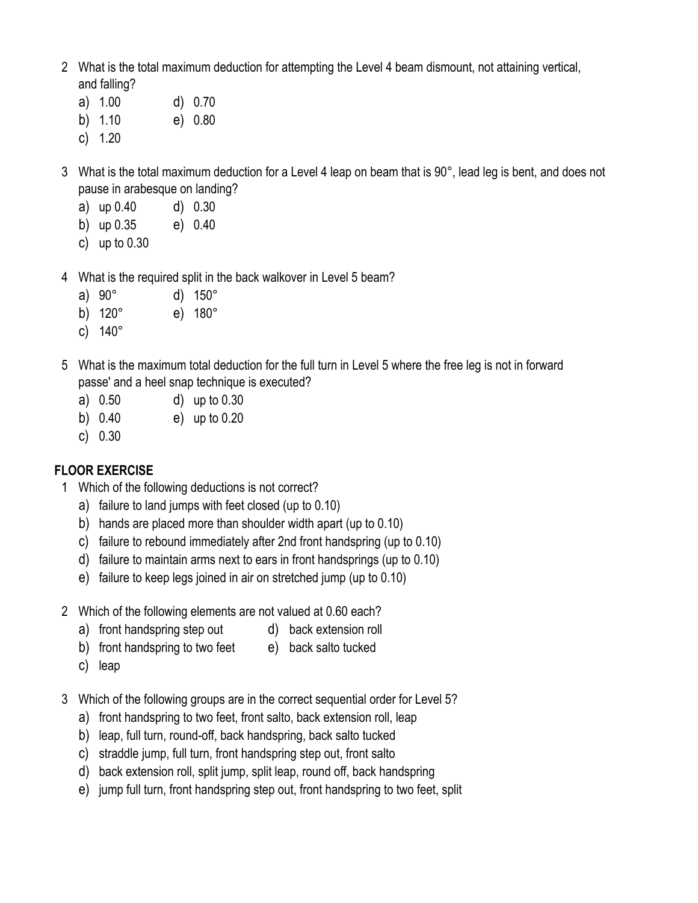2 What is the total maximum deduction for attempting the Level 4 beam dismount, not attaining vertical, and falling?

a) 1.00
b) 1.10
c) 1.20
d) 0.70
e) 0.80

3 What is the total maximum deduction for a Level 4 leap on beam that is 90°, lead leg is bent, and does not pause in arabesque on landing?

a) up 0.40
b) up 0.35
c) up to 0.30
d) 0.30
e) 0.40

4 What is the required split in the back walkover in Level 5 beam?

a) 90°
b) 120°
c) 140°
d) 150°
e) 180°

5 What is the maximum total deduction for the full turn in Level 5 where the free leg is not in forward passe' and a heel snap technique is executed?

a) 0.50
b) 0.40
c) 0.30
d) up to 0.30
e) up to 0.20

**FLOOR EXERCISE**

1 Which of the following deductions is not correct?

a) failure to land jumps with feet closed (up to 0.10)
b) hands are placed more than shoulder width apart (up to 0.10)
c) failure to rebound immediately after 2nd front handspring (up to 0.10)
d) failure to maintain arms next to ears in front handsprings (up to 0.10)
e) failure to keep legs joined in air on stretched jump (up to 0.10)

2 Which of the following elements are not valued at 0.60 each?

a) front handspring step out
b) front handspring to two feet
c) leap
d) back extension roll
e) back salto tucked

3 Which of the following groups are in the correct sequential order for Level 5?

a) front handspring to two feet, front salto, back extension roll, leap
b) leap, full turn, round-off, back handspring, back salto tucked
c) straddle jump, full turn, front handspring step out, front salto
d) back extension roll, split jump, split leap, round off, back handspring
e) jump full turn, front handspring step out, front handspring to two feet, split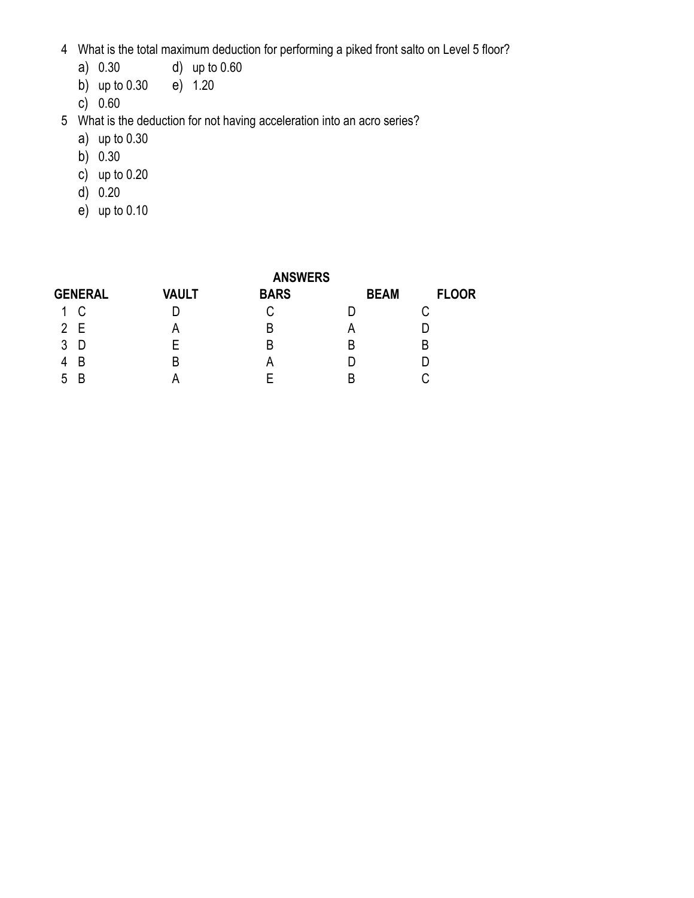4 What is the total maximum deduction for performing a piked front salto on Level 5 floor?

a) 0.30
b) up to 0.30
c) 0.60
d) up to 0.60
e) 1.20

5 What is the deduction for not having acceleration into an acro series?

a) up to 0.30
b) 0.30
c) up to 0.20
d) 0.20
e) up to 0.10

**ANSWERS**

| | GENERAL | VAULT | BARS | BEAM | FLOOR |
|---|---|---|---|---|---|
| 1 | C | D | C | D | C |
| 2 | E | A | B | A | D |
| 3 | D | E | B | B | B |
| 4 | B | B | A | D | D |
| 5 | B | A | E | B | C |